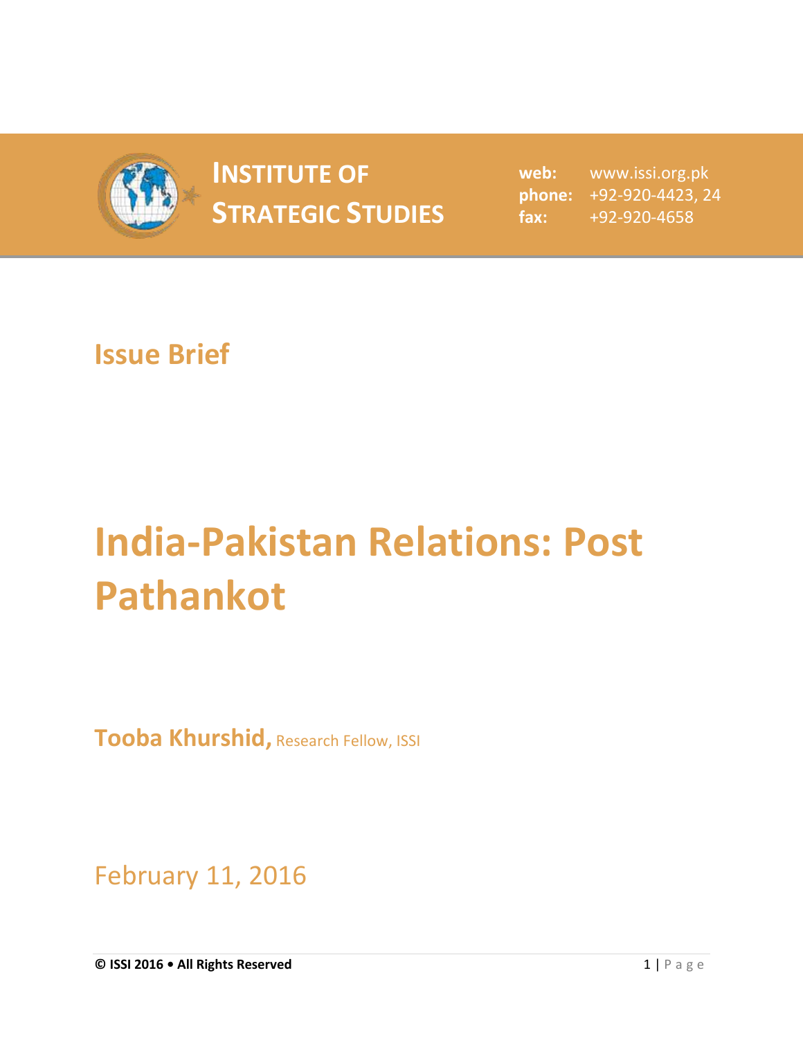**INSTITUTE OF STRATEGIC STUDIES**

**web:** www.issi.org.pk
**phone:** +92-920-4423, 24
**fax:** +92-920-4658

## Issue Brief

# India-Pakistan Relations: Post Pathankot

**Tooba Khurshid,** Research Fellow, ISSI

February 11, 2016

**© ISSI 2016 • All Rights Reserved**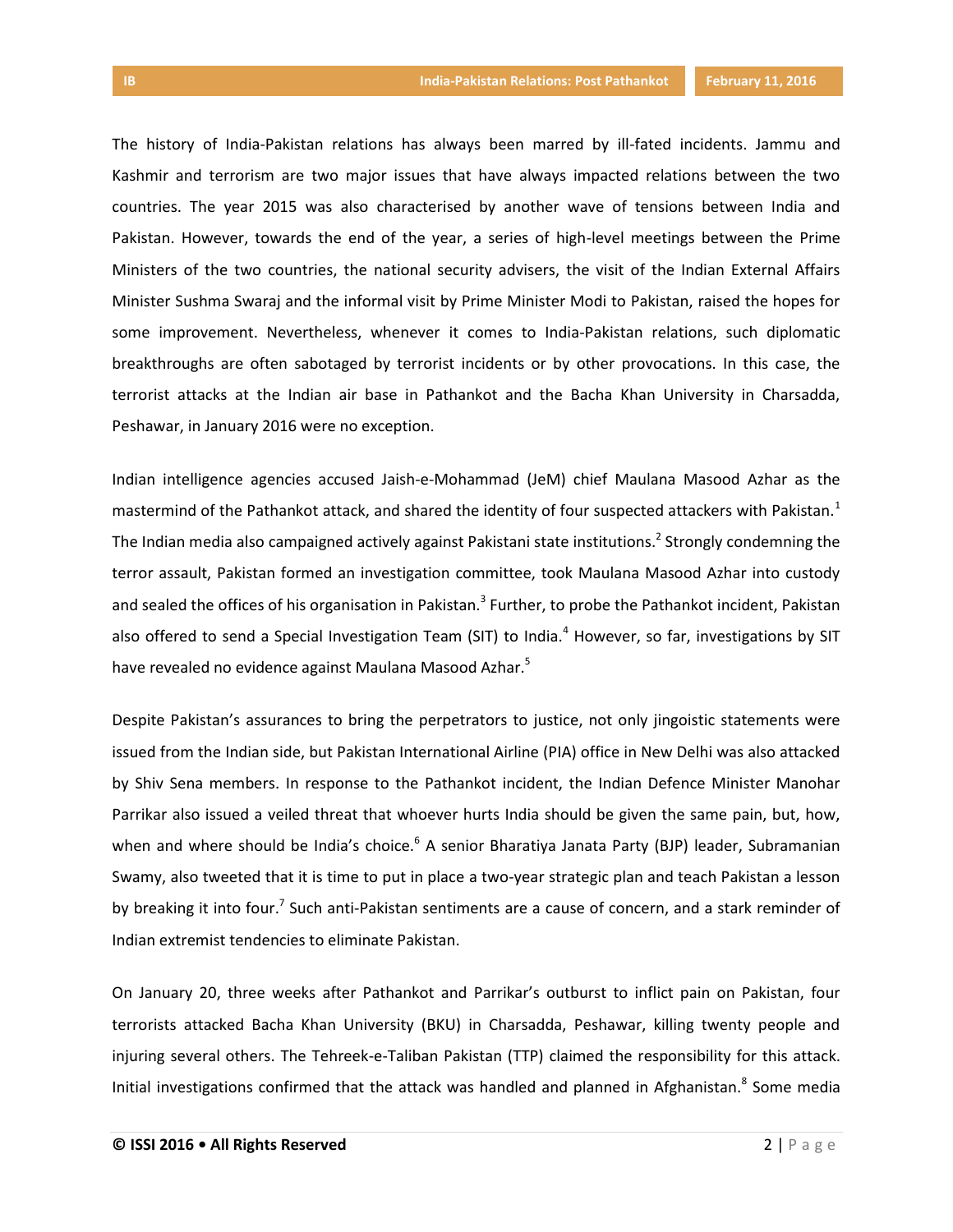The history of India-Pakistan relations has always been marred by ill-fated incidents. Jammu and Kashmir and terrorism are two major issues that have always impacted relations between the two countries. The year 2015 was also characterised by another wave of tensions between India and Pakistan. However, towards the end of the year, a series of high-level meetings between the Prime Ministers of the two countries, the national security advisers, the visit of the Indian External Affairs Minister Sushma Swaraj and the informal visit by Prime Minister Modi to Pakistan, raised the hopes for some improvement. Nevertheless, whenever it comes to India-Pakistan relations, such diplomatic breakthroughs are often sabotaged by terrorist incidents or by other provocations. In this case, the terrorist attacks at the Indian air base in Pathankot and the Bacha Khan University in Charsadda, Peshawar, in January 2016 were no exception.

Indian intelligence agencies accused Jaish-e-Mohammad (JeM) chief Maulana Masood Azhar as the mastermind of the Pathankot attack, and shared the identity of four suspected attackers with Pakistan.[1] The Indian media also campaigned actively against Pakistani state institutions.[2] Strongly condemning the terror assault, Pakistan formed an investigation committee, took Maulana Masood Azhar into custody and sealed the offices of his organisation in Pakistan.[3] Further, to probe the Pathankot incident, Pakistan also offered to send a Special Investigation Team (SIT) to India.[4] However, so far, investigations by SIT have revealed no evidence against Maulana Masood Azhar.[5]

Despite Pakistan's assurances to bring the perpetrators to justice, not only jingoistic statements were issued from the Indian side, but Pakistan International Airline (PIA) office in New Delhi was also attacked by Shiv Sena members. In response to the Pathankot incident, the Indian Defence Minister Manohar Parrikar also issued a veiled threat that whoever hurts India should be given the same pain, but, how, when and where should be India's choice.[6] A senior Bharatiya Janata Party (BJP) leader, Subramanian Swamy, also tweeted that it is time to put in place a two-year strategic plan and teach Pakistan a lesson by breaking it into four.[7] Such anti-Pakistan sentiments are a cause of concern, and a stark reminder of Indian extremist tendencies to eliminate Pakistan.

On January 20, three weeks after Pathankot and Parrikar's outburst to inflict pain on Pakistan, four terrorists attacked Bacha Khan University (BKU) in Charsadda, Peshawar, killing twenty people and injuring several others. The Tehreek-e-Taliban Pakistan (TTP) claimed the responsibility for this attack. Initial investigations confirmed that the attack was handled and planned in Afghanistan.[8] Some media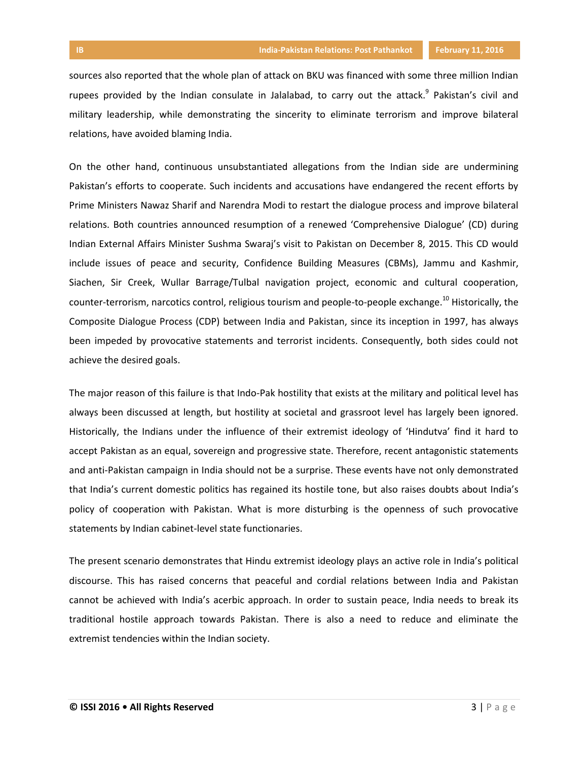sources also reported that the whole plan of attack on BKU was financed with some three million Indian rupees provided by the Indian consulate in Jalalabad, to carry out the attack.[9] Pakistan's civil and military leadership, while demonstrating the sincerity to eliminate terrorism and improve bilateral relations, have avoided blaming India.

On the other hand, continuous unsubstantiated allegations from the Indian side are undermining Pakistan's efforts to cooperate. Such incidents and accusations have endangered the recent efforts by Prime Ministers Nawaz Sharif and Narendra Modi to restart the dialogue process and improve bilateral relations. Both countries announced resumption of a renewed 'Comprehensive Dialogue' (CD) during Indian External Affairs Minister Sushma Swaraj's visit to Pakistan on December 8, 2015. This CD would include issues of peace and security, Confidence Building Measures (CBMs), Jammu and Kashmir, Siachen, Sir Creek, Wullar Barrage/Tulbal navigation project, economic and cultural cooperation, counter-terrorism, narcotics control, religious tourism and people-to-people exchange.[10] Historically, the Composite Dialogue Process (CDP) between India and Pakistan, since its inception in 1997, has always been impeded by provocative statements and terrorist incidents. Consequently, both sides could not achieve the desired goals.

The major reason of this failure is that Indo-Pak hostility that exists at the military and political level has always been discussed at length, but hostility at societal and grassroot level has largely been ignored. Historically, the Indians under the influence of their extremist ideology of 'Hindutva' find it hard to accept Pakistan as an equal, sovereign and progressive state. Therefore, recent antagonistic statements and anti-Pakistan campaign in India should not be a surprise. These events have not only demonstrated that India's current domestic politics has regained its hostile tone, but also raises doubts about India's policy of cooperation with Pakistan. What is more disturbing is the openness of such provocative statements by Indian cabinet-level state functionaries.

The present scenario demonstrates that Hindu extremist ideology plays an active role in India's political discourse. This has raised concerns that peaceful and cordial relations between India and Pakistan cannot be achieved with India's acerbic approach. In order to sustain peace, India needs to break its traditional hostile approach towards Pakistan. There is also a need to reduce and eliminate the extremist tendencies within the Indian society.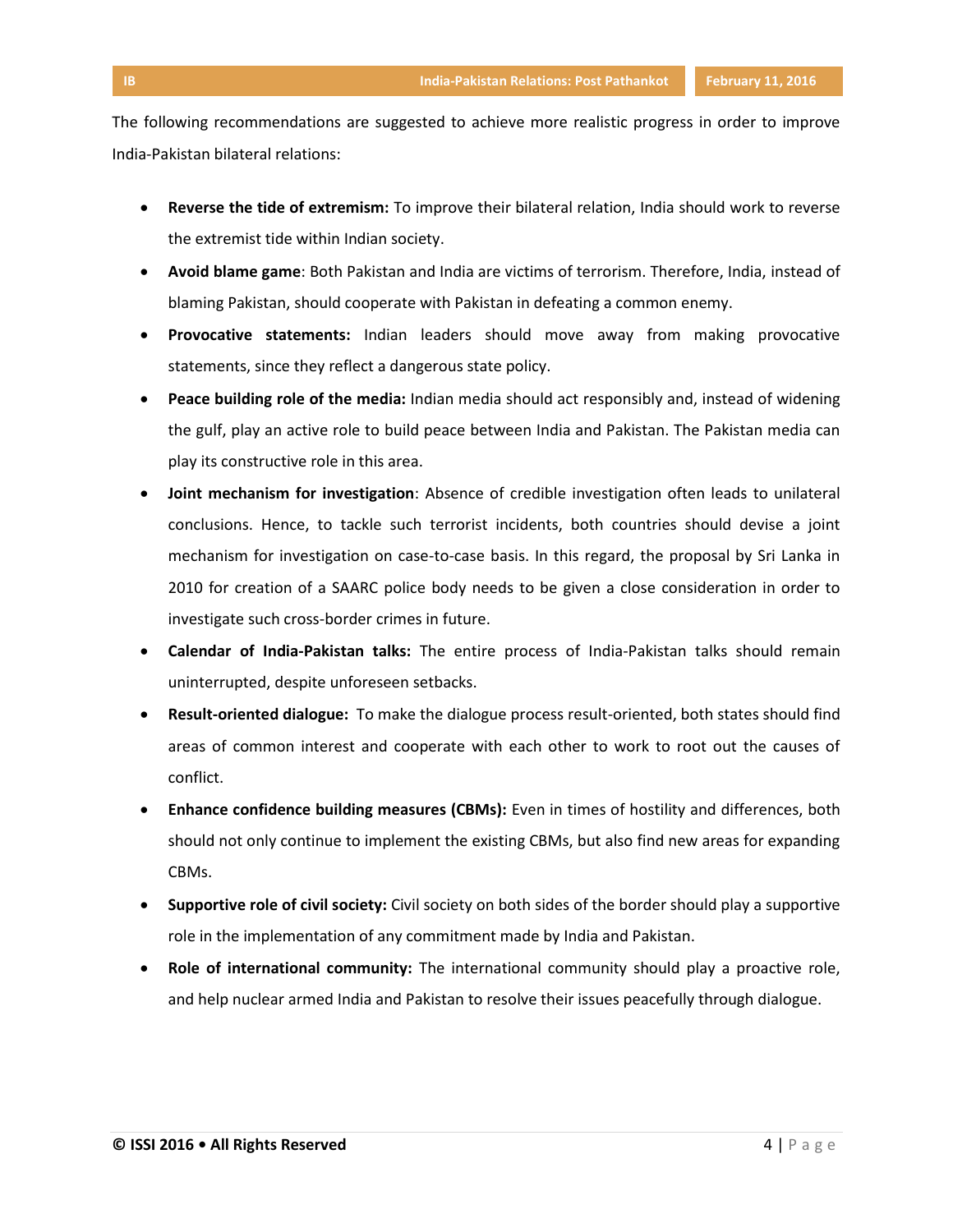The following recommendations are suggested to achieve more realistic progress in order to improve India-Pakistan bilateral relations:

- **Reverse the tide of extremism:** To improve their bilateral relation, India should work to reverse the extremist tide within Indian society.
- **Avoid blame game**: Both Pakistan and India are victims of terrorism. Therefore, India, instead of blaming Pakistan, should cooperate with Pakistan in defeating a common enemy.
- **Provocative statements:** Indian leaders should move away from making provocative statements, since they reflect a dangerous state policy.
- **Peace building role of the media:** Indian media should act responsibly and, instead of widening the gulf, play an active role to build peace between India and Pakistan. The Pakistan media can play its constructive role in this area.
- **Joint mechanism for investigation**: Absence of credible investigation often leads to unilateral conclusions. Hence, to tackle such terrorist incidents, both countries should devise a joint mechanism for investigation on case-to-case basis. In this regard, the proposal by Sri Lanka in 2010 for creation of a SAARC police body needs to be given a close consideration in order to investigate such cross-border crimes in future.
- **Calendar of India-Pakistan talks:** The entire process of India-Pakistan talks should remain uninterrupted, despite unforeseen setbacks.
- **Result-oriented dialogue:** To make the dialogue process result-oriented, both states should find areas of common interest and cooperate with each other to work to root out the causes of conflict.
- **Enhance confidence building measures (CBMs):** Even in times of hostility and differences, both should not only continue to implement the existing CBMs, but also find new areas for expanding CBMs.
- **Supportive role of civil society:** Civil society on both sides of the border should play a supportive role in the implementation of any commitment made by India and Pakistan.
- **Role of international community:** The international community should play a proactive role, and help nuclear armed India and Pakistan to resolve their issues peacefully through dialogue.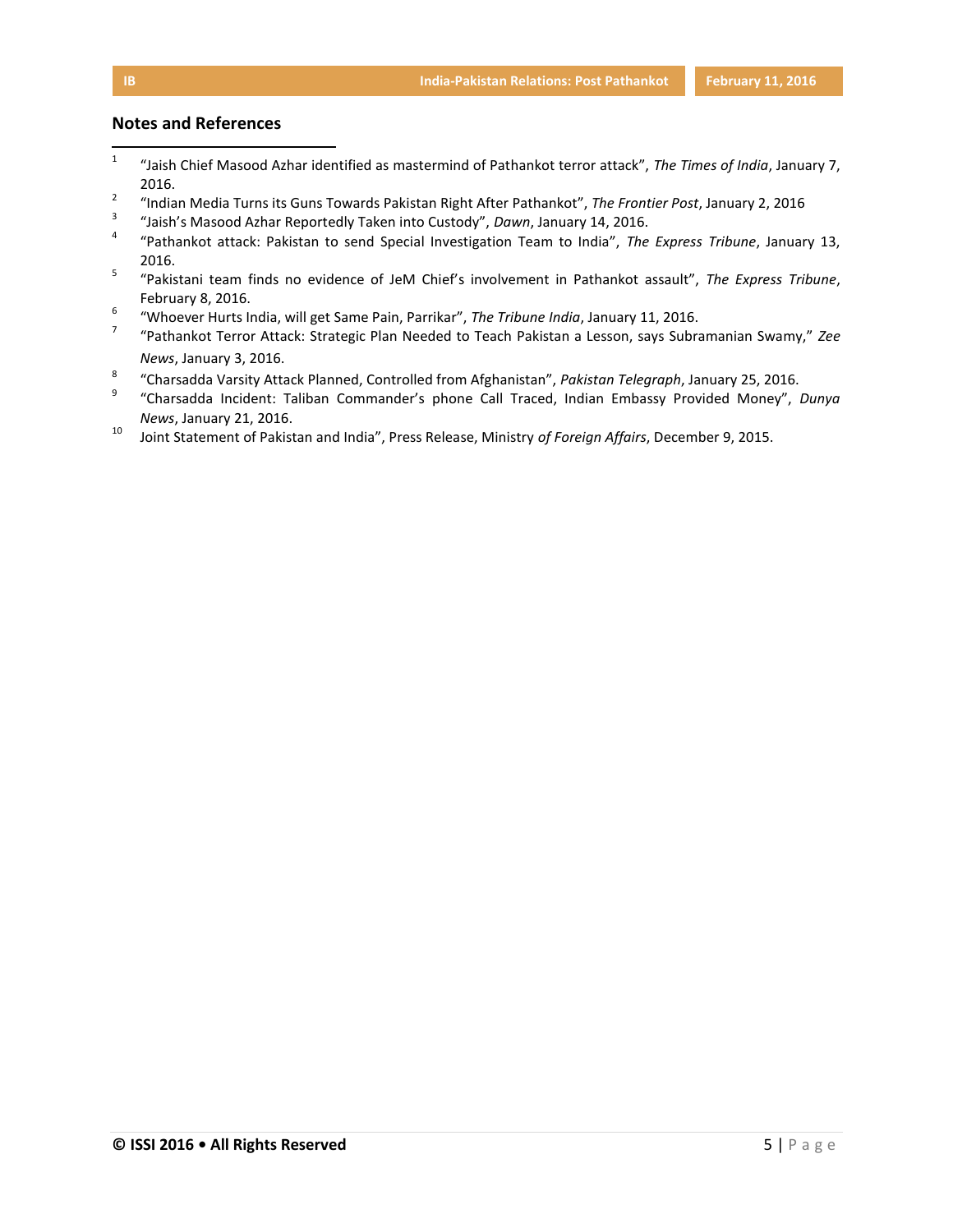## Notes and References

[1] "Jaish Chief Masood Azhar identified as mastermind of Pathankot terror attack", *The Times of India*, January 7, 2016.

[2] "Indian Media Turns its Guns Towards Pakistan Right After Pathankot", *The Frontier Post*, January 2, 2016

[3] "Jaish's Masood Azhar Reportedly Taken into Custody", *Dawn*, January 14, 2016.

[4] "Pathankot attack: Pakistan to send Special Investigation Team to India", *The Express Tribune*, January 13, 2016.

[5] "Pakistani team finds no evidence of JeM Chief's involvement in Pathankot assault", *The Express Tribune*, February 8, 2016.

[6] "Whoever Hurts India, will get Same Pain, Parrikar", *The Tribune India*, January 11, 2016.

[7] "Pathankot Terror Attack: Strategic Plan Needed to Teach Pakistan a Lesson, says Subramanian Swamy," *Zee News*, January 3, 2016.

[8] "Charsadda Varsity Attack Planned, Controlled from Afghanistan", *Pakistan Telegraph*, January 25, 2016.

[9] "Charsadda Incident: Taliban Commander's phone Call Traced, Indian Embassy Provided Money", *Dunya News*, January 21, 2016.

[10] Joint Statement of Pakistan and India", Press Release, Ministry *of Foreign Affairs*, December 9, 2015.

**© ISSI 2016 • All Rights Reserved**